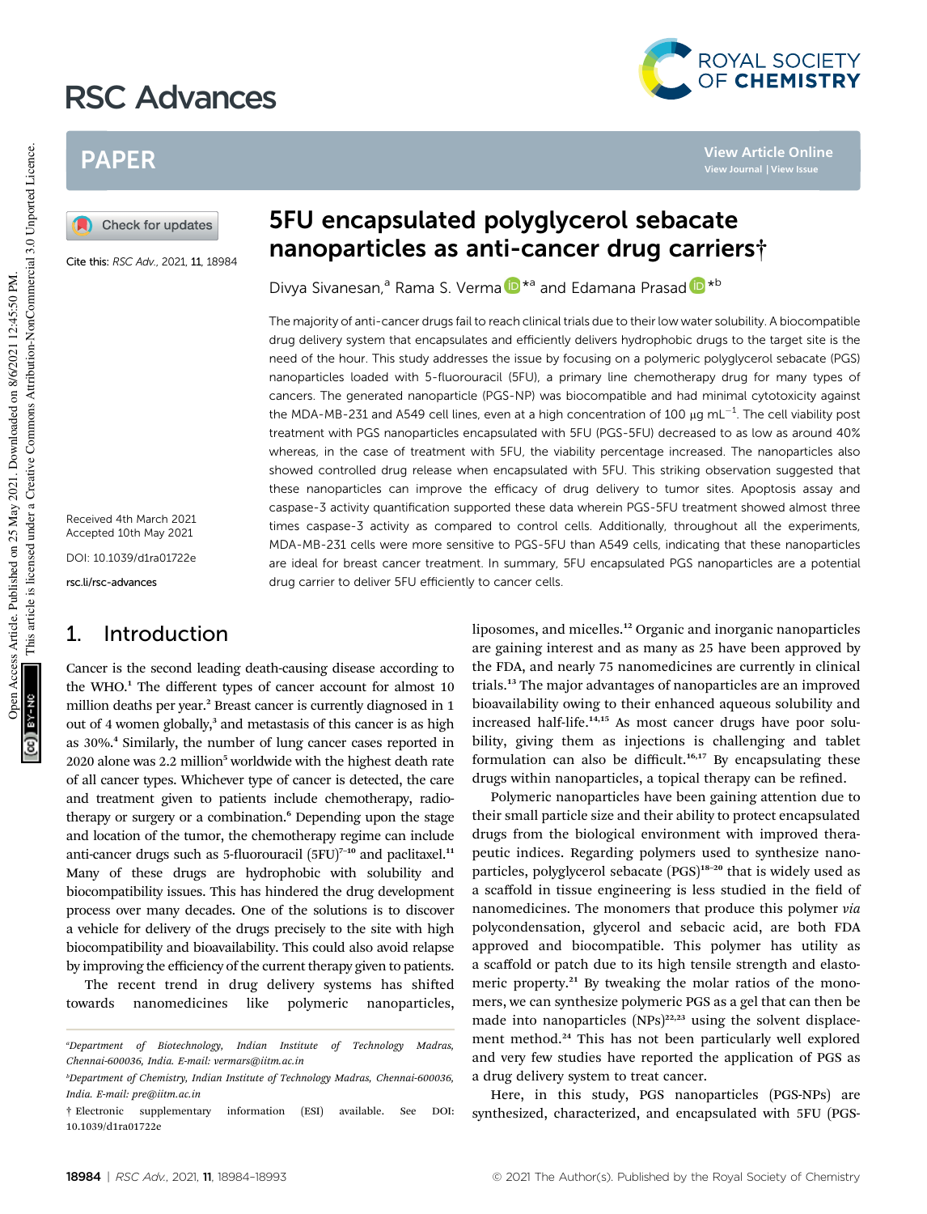# 5FU encapsulated polyglycerol sebacate nanoparticles as anti-cancer drug carriers†

Divya Sivanesan,[a] Rama S. Verma *[a] and Edamana Prasad *[b]

Cite this: RSC Adv., 2021, 11, 18984

Received 4th March 2021
Accepted 10th May 2021

DOI: 10.1039/d1ra01722e

rsc.li/rsc-advances

The majority of anti-cancer drugs fail to reach clinical trials due to their low water solubility. A biocompatible drug delivery system that encapsulates and efficiently delivers hydrophobic drugs to the target site is the need of the hour. This study addresses the issue by focusing on a polymeric polyglycerol sebacate (PGS) nanoparticles loaded with 5-fluorouracil (5FU), a primary line chemotherapy drug for many types of cancers. The generated nanoparticle (PGS-NP) was biocompatible and had minimal cytotoxicity against the MDA-MB-231 and A549 cell lines, even at a high concentration of 100 μg $mL^{-1}$. The cell viability post treatment with PGS nanoparticles encapsulated with 5FU (PGS-5FU) decreased to as low as around 40% whereas, in the case of treatment with 5FU, the viability percentage increased. The nanoparticles also showed controlled drug release when encapsulated with 5FU. This striking observation suggested that these nanoparticles can improve the efficacy of drug delivery to tumor sites. Apoptosis assay and caspase-3 activity quantification supported these data wherein PGS-5FU treatment showed almost three times caspase-3 activity as compared to control cells. Additionally, throughout all the experiments, MDA-MB-231 cells were more sensitive to PGS-5FU than A549 cells, indicating that these nanoparticles are ideal for breast cancer treatment. In summary, 5FU encapsulated PGS nanoparticles are a potential drug carrier to deliver 5FU efficiently to cancer cells.

## 1. Introduction

Cancer is the second leading death-causing disease according to the WHO.[1] The different types of cancer account for almost 10 million deaths per year.[2] Breast cancer is currently diagnosed in 1 out of 4 women globally,[3] and metastasis of this cancer is as high as 30%.[4] Similarly, the number of lung cancer cases reported in 2020 alone was 2.2 million[5] worldwide with the highest death rate of all cancer types. Whichever type of cancer is detected, the care and treatment given to patients include chemotherapy, radiotherapy or surgery or a combination.[6] Depending upon the stage and location of the tumor, the chemotherapy regime can include anti-cancer drugs such as 5-fluorouracil (5FU)[7–10] and paclitaxel.[11] Many of these drugs are hydrophobic with solubility and biocompatibility issues. This has hindered the drug development process over many decades. One of the solutions is to discover a vehicle for delivery of the drugs precisely to the site with high biocompatibility and bioavailability. This could also avoid relapse by improving the efficiency of the current therapy given to patients.

The recent trend in drug delivery systems has shifted towards nanomedicines like polymeric nanoparticles, liposomes, and micelles.[12] Organic and inorganic nanoparticles are gaining interest and as many as 25 have been approved by the FDA, and nearly 75 nanomedicines are currently in clinical trials.[13] The major advantages of nanoparticles are an improved bioavailability owing to their enhanced aqueous solubility and increased half-life.[14,15] As most cancer drugs have poor solubility, giving them as injections is challenging and tablet formulation can also be difficult.[16,17] By encapsulating these drugs within nanoparticles, a topical therapy can be refined.

Polymeric nanoparticles have been gaining attention due to their small particle size and their ability to protect encapsulated drugs from the biological environment with improved therapeutic indices. Regarding polymers used to synthesize nanoparticles, polyglycerol sebacate (PGS)[18–20] that is widely used as a scaffold in tissue engineering is less studied in the field of nanomedicines. The monomers that produce this polymer *via* polycondensation, glycerol and sebacic acid, are both FDA approved and biocompatible. This polymer has utility as a scaffold or patch due to its high tensile strength and elastomeric property.[21] By tweaking the molar ratios of the monomers, we can synthesize polymeric PGS as a gel that can then be made into nanoparticles (NPs)[22,23] using the solvent displacement method.[24] This has not been particularly well explored and very few studies have reported the application of PGS as a drug delivery system to treat cancer.

Here, in this study, PGS nanoparticles (PGS-NPs) are synthesized, characterized, and encapsulated with 5FU (PGS-

---

[a] Department of Biotechnology, Indian Institute of Technology Madras, Chennai-600036, India. E-mail: vermars@iitm.ac.in

[b] Department of Chemistry, Indian Institute of Technology Madras, Chennai-600036, India. E-mail: pre@iitm.ac.in

† Electronic supplementary information (ESI) available. See DOI: 10.1039/d1ra01722e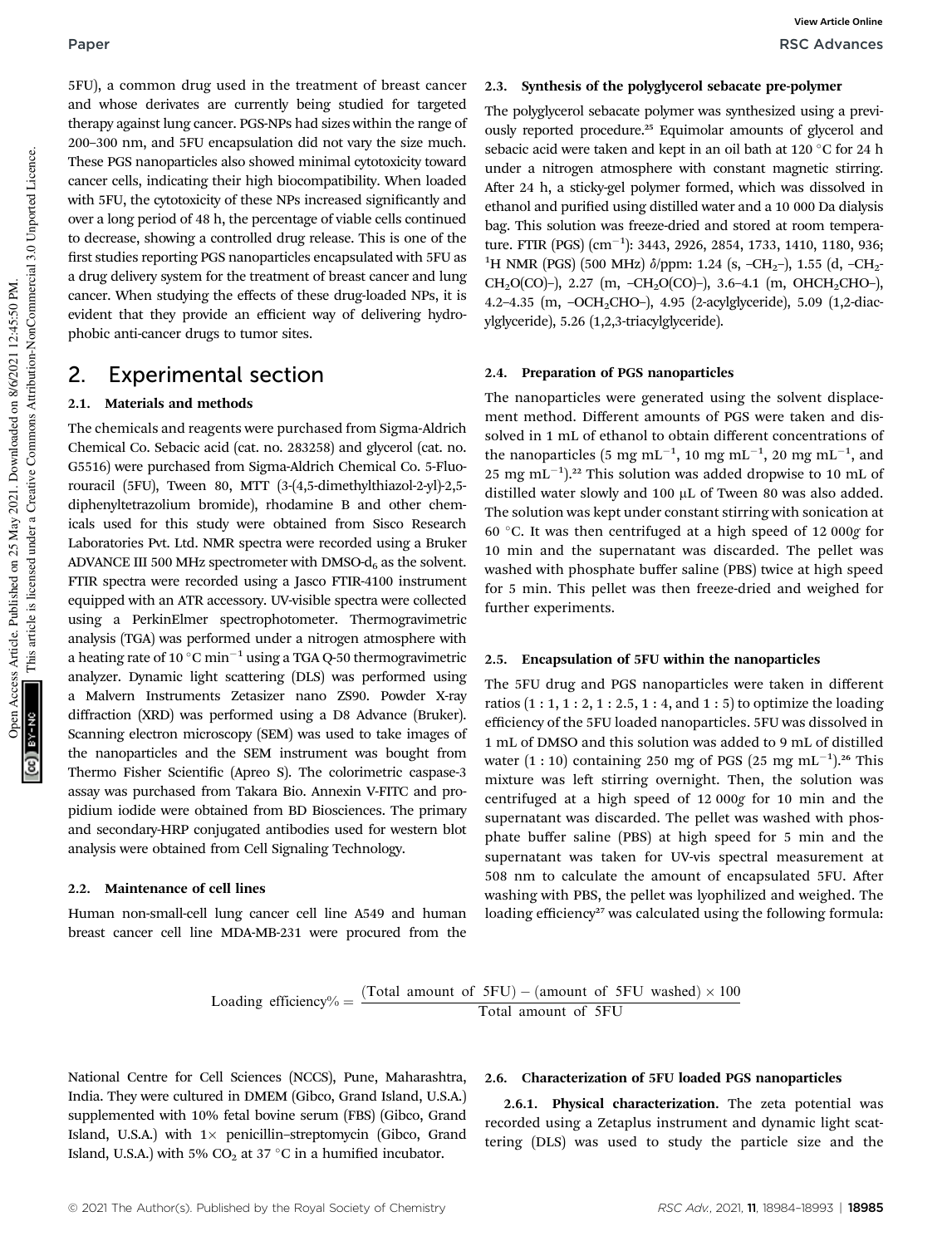5FU), a common drug used in the treatment of breast cancer and whose derivates are currently being studied for targeted therapy against lung cancer. PGS-NPs had sizes within the range of 200–300 nm, and 5FU encapsulation did not vary the size much. These PGS nanoparticles also showed minimal cytotoxicity toward cancer cells, indicating their high biocompatibility. When loaded with 5FU, the cytotoxicity of these NPs increased significantly and over a long period of 48 h, the percentage of viable cells continued to decrease, showing a controlled drug release. This is one of the first studies reporting PGS nanoparticles encapsulated with 5FU as a drug delivery system for the treatment of breast cancer and lung cancer. When studying the effects of these drug-loaded NPs, it is evident that they provide an efficient way of delivering hydrophobic anti-cancer drugs to tumor sites.

## 2. Experimental section

### 2.1. Materials and methods

The chemicals and reagents were purchased from Sigma-Aldrich Chemical Co. Sebacic acid (cat. no. 283258) and glycerol (cat. no. G5516) were purchased from Sigma-Aldrich Chemical Co. 5-Fluorouracil (5FU), Tween 80, MTT (3-(4,5-dimethylthiazol-2-yl)-2,5-diphenyltetrazolium bromide), rhodamine B and other chemicals used for this study were obtained from Sisco Research Laboratories Pvt. Ltd. NMR spectra were recorded using a Bruker ADVANCE III 500 MHz spectrometer with DMSO-$d_6$ as the solvent. FTIR spectra were recorded using a Jasco FTIR-4100 instrument equipped with an ATR accessory. UV-visible spectra were collected using a PerkinElmer spectrophotometer. Thermogravimetric analysis (TGA) was performed under a nitrogen atmosphere with a heating rate of 10 °C min$^{-1}$ using a TGA Q-50 thermogravimetric analyzer. Dynamic light scattering (DLS) was performed using a Malvern Instruments Zetasizer nano ZS90. Powder X-ray diffraction (XRD) was performed using a D8 Advance (Bruker). Scanning electron microscopy (SEM) was used to take images of the nanoparticles and the SEM instrument was bought from Thermo Fisher Scientific (Apreo S). The colorimetric caspase-3 assay was purchased from Takara Bio. Annexin V-FITC and propidium iodide were obtained from BD Biosciences. The primary and secondary-HRP conjugated antibodies used for western blot analysis were obtained from Cell Signaling Technology.

### 2.2. Maintenance of cell lines

Human non-small-cell lung cancer cell line A549 and human breast cancer cell line MDA-MB-231 were procured from the National Centre for Cell Sciences (NCCS), Pune, Maharashtra, India. They were cultured in DMEM (Gibco, Grand Island, U.S.A.) supplemented with 10% fetal bovine serum (FBS) (Gibco, Grand Island, U.S.A.) with 1× penicillin–streptomycin (Gibco, Grand Island, U.S.A.) with 5% $CO_2$ at 37 °C in a humified incubator.

### 2.3. Synthesis of the polyglycerol sebacate pre-polymer

The polyglycerol sebacate polymer was synthesized using a previously reported procedure.[25] Equimolar amounts of glycerol and sebacic acid were taken and kept in an oil bath at 120 °C for 24 h under a nitrogen atmosphere with constant magnetic stirring. After 24 h, a sticky-gel polymer formed, which was dissolved in ethanol and purified using distilled water and a 10 000 Da dialysis bag. This solution was freeze-dried and stored at room temperature. FTIR (PGS) (cm$^{-1}$): 3443, 2926, 2854, 1733, 1410, 1180, 936; $^1$H NMR (PGS) (500 MHz) δ/ppm: 1.24 (s, $-CH_2-$), 1.55 (d, $-CH_2$-$CH_2O(CO)-$), 2.27 (m, $-CH_2O(CO)-$), 3.6–4.1 (m, $OHCH_2CHO-$), 4.2–4.35 (m, $-OCH_2CHO-$), 4.95 (2-acylglyceride), 5.09 (1,2-diacylglyceride), 5.26 (1,2,3-triacylglyceride).

### 2.4. Preparation of PGS nanoparticles

The nanoparticles were generated using the solvent displacement method. Different amounts of PGS were taken and dissolved in 1 mL of ethanol to obtain different concentrations of the nanoparticles (5 mg mL$^{-1}$, 10 mg mL$^{-1}$, 20 mg mL$^{-1}$, and 25 mg mL$^{-1}$).[22] This solution was added dropwise to 10 mL of distilled water slowly and 100 μL of Tween 80 was also added. The solution was kept under constant stirring with sonication at 60 °C. It was then centrifuged at a high speed of 12 000*g* for 10 min and the supernatant was discarded. The pellet was washed with phosphate buffer saline (PBS) twice at high speed for 5 min. This pellet was then freeze-dried and weighed for further experiments.

### 2.5. Encapsulation of 5FU within the nanoparticles

The 5FU drug and PGS nanoparticles were taken in different ratios (1 : 1, 1 : 2, 1 : 2.5, 1 : 4, and 1 : 5) to optimize the loading efficiency of the 5FU loaded nanoparticles. 5FU was dissolved in 1 mL of DMSO and this solution was added to 9 mL of distilled water (1 : 10) containing 250 mg of PGS (25 mg mL$^{-1}$).[26] This mixture was left stirring overnight. Then, the solution was centrifuged at a high speed of 12 000*g* for 10 min and the supernatant was discarded. The pellet was washed with phosphate buffer saline (PBS) at high speed for 5 min and the supernatant was taken for UV-vis spectral measurement at 508 nm to calculate the amount of encapsulated 5FU. After washing with PBS, the pellet was lyophilized and weighed. The loading efficiency[27] was calculated using the following formula:

$$\text{Loading efficiency\%} = \frac{(\text{Total amount of 5FU}) - (\text{amount of 5FU washed}) \times 100}{\text{Total amount of 5FU}}$$

### 2.6. Characterization of 5FU loaded PGS nanoparticles

**2.6.1. Physical characterization.** The zeta potential was recorded using a Zetaplus instrument and dynamic light scattering (DLS) was used to study the particle size and the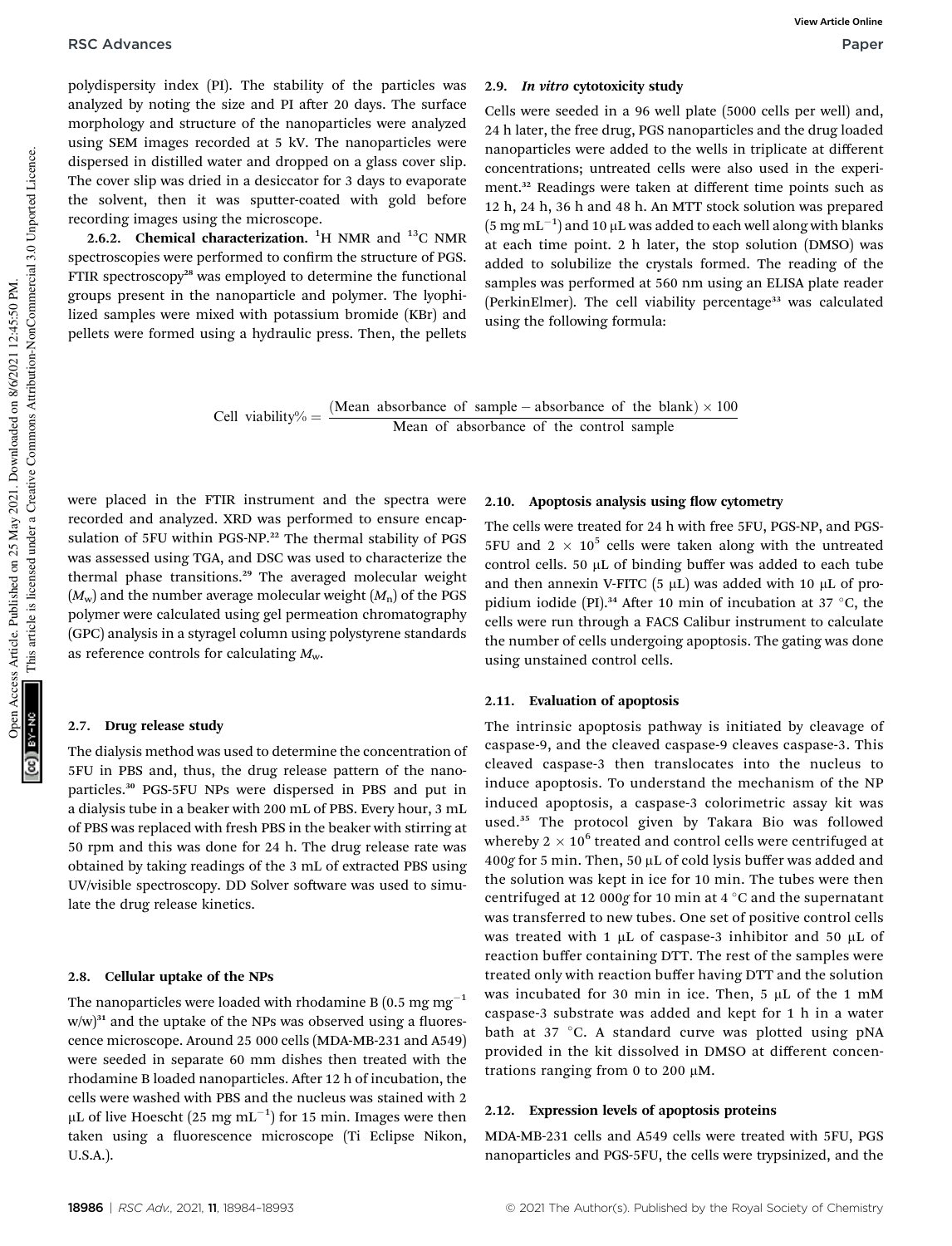polydispersity index (PI). The stability of the particles was analyzed by noting the size and PI after 20 days. The surface morphology and structure of the nanoparticles were analyzed using SEM images recorded at 5 kV. The nanoparticles were dispersed in distilled water and dropped on a glass cover slip. The cover slip was dried in a desiccator for 3 days to evaporate the solvent, then it was sputter-coated with gold before recording images using the microscope.

**2.6.2. Chemical characterization.** $^1$H NMR and $^{13}$C NMR spectroscopies were performed to confirm the structure of PGS. FTIR spectroscopy[28] was employed to determine the functional groups present in the nanoparticle and polymer. The lyophilized samples were mixed with potassium bromide (KBr) and pellets were formed using a hydraulic press. Then, the pellets were placed in the FTIR instrument and the spectra were recorded and analyzed. XRD was performed to ensure encapsulation of 5FU within PGS-NP.[22] The thermal stability of PGS was assessed using TGA, and DSC was used to characterize the thermal phase transitions.[29] The averaged molecular weight ($M_w$) and the number average molecular weight ($M_n$) of the PGS polymer were calculated using gel permeation chromatography (GPC) analysis in a styragel column using polystyrene standards as reference controls for calculating $M_w$.

### 2.7. Drug release study

The dialysis method was used to determine the concentration of 5FU in PBS and, thus, the drug release pattern of the nanoparticles.[30] PGS-5FU NPs were dispersed in PBS and put in a dialysis tube in a beaker with 200 mL of PBS. Every hour, 3 mL of PBS was replaced with fresh PBS in the beaker with stirring at 50 rpm and this was done for 24 h. The drug release rate was obtained by taking readings of the 3 mL of extracted PBS using UV/visible spectroscopy. DD Solver software was used to simulate the drug release kinetics.

### 2.8. Cellular uptake of the NPs

The nanoparticles were loaded with rhodamine B (0.5 mg mg$^{-1}$ w/w)[31] and the uptake of the NPs was observed using a fluorescence microscope. Around 25 000 cells (MDA-MB-231 and A549) were seeded in separate 60 mm dishes then treated with the rhodamine B loaded nanoparticles. After 12 h of incubation, the cells were washed with PBS and the nucleus was stained with 2 μL of live Hoescht (25 mg mL$^{-1}$) for 15 min. Images were then taken using a fluorescence microscope (Ti Eclipse Nikon, U.S.A.).

### 2.9. *In vitro* cytotoxicity study

Cells were seeded in a 96 well plate (5000 cells per well) and, 24 h later, the free drug, PGS nanoparticles and the drug loaded nanoparticles were added to the wells in triplicate at different concentrations; untreated cells were also used in the experiment.[32] Readings were taken at different time points such as 12 h, 24 h, 36 h and 48 h. An MTT stock solution was prepared (5 mg mL$^{-1}$) and 10 μL was added to each well along with blanks at each time point. 2 h later, the stop solution (DMSO) was added to solubilize the crystals formed. The reading of the samples was performed at 560 nm using an ELISA plate reader (PerkinElmer). The cell viability percentage[33] was calculated using the following formula:

$$\text{Cell viability\%} = \frac{(\text{Mean absorbance of sample} - \text{absorbance of the blank}) \times 100}{\text{Mean of absorbance of the control sample}}$$

### 2.10. Apoptosis analysis using flow cytometry

The cells were treated for 24 h with free 5FU, PGS-NP, and PGS-5FU and $2 \times 10^5$ cells were taken along with the untreated control cells. 50 μL of binding buffer was added to each tube and then annexin V-FITC (5 μL) was added with 10 μL of propidium iodide (PI).[34] After 10 min of incubation at 37 °C, the cells were run through a FACS Calibur instrument to calculate the number of cells undergoing apoptosis. The gating was done using unstained control cells.

### 2.11. Evaluation of apoptosis

The intrinsic apoptosis pathway is initiated by cleavage of caspase-9, and the cleaved caspase-9 cleaves caspase-3. This cleaved caspase-3 then translocates into the nucleus to induce apoptosis. To understand the mechanism of the NP induced apoptosis, a caspase-3 colorimetric assay kit was used.[35] The protocol given by Takara Bio was followed whereby $2 \times 10^6$ treated and control cells were centrifuged at 400*g* for 5 min. Then, 50 μL of cold lysis buffer was added and the solution was kept in ice for 10 min. The tubes were then centrifuged at 12 000*g* for 10 min at 4 °C and the supernatant was transferred to new tubes. One set of positive control cells was treated with 1 μL of caspase-3 inhibitor and 50 μL of reaction buffer containing DTT. The rest of the samples were treated only with reaction buffer having DTT and the solution was incubated for 30 min in ice. Then, 5 μL of the 1 mM caspase-3 substrate was added and kept for 1 h in a water bath at 37 °C. A standard curve was plotted using pNA provided in the kit dissolved in DMSO at different concentrations ranging from 0 to 200 μM.

### 2.12. Expression levels of apoptosis proteins

MDA-MB-231 cells and A549 cells were treated with 5FU, PGS nanoparticles and PGS-5FU, the cells were trypsinized, and the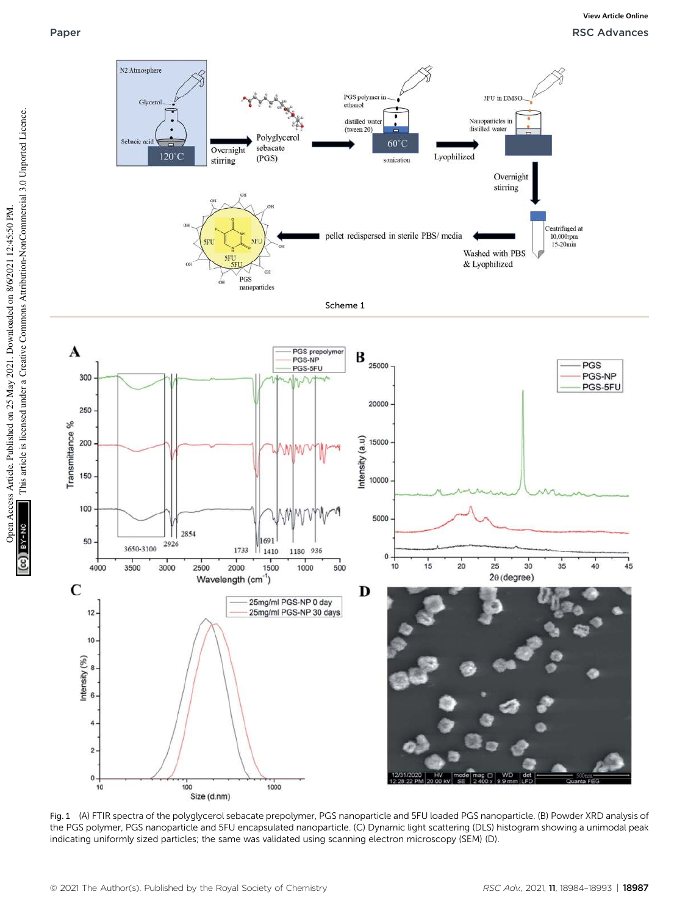Scheme 1

Fig. 1 (A) FTIR spectra of the polyglycerol sebacate prepolymer, PGS nanoparticle and 5FU loaded PGS nanoparticle. (B) Powder XRD analysis of the PGS polymer, PGS nanoparticle and 5FU encapsulated nanoparticle. (C) Dynamic light scattering (DLS) histogram showing a unimodal peak indicating uniformly sized particles; the same was validated using scanning electron microscopy (SEM) (D).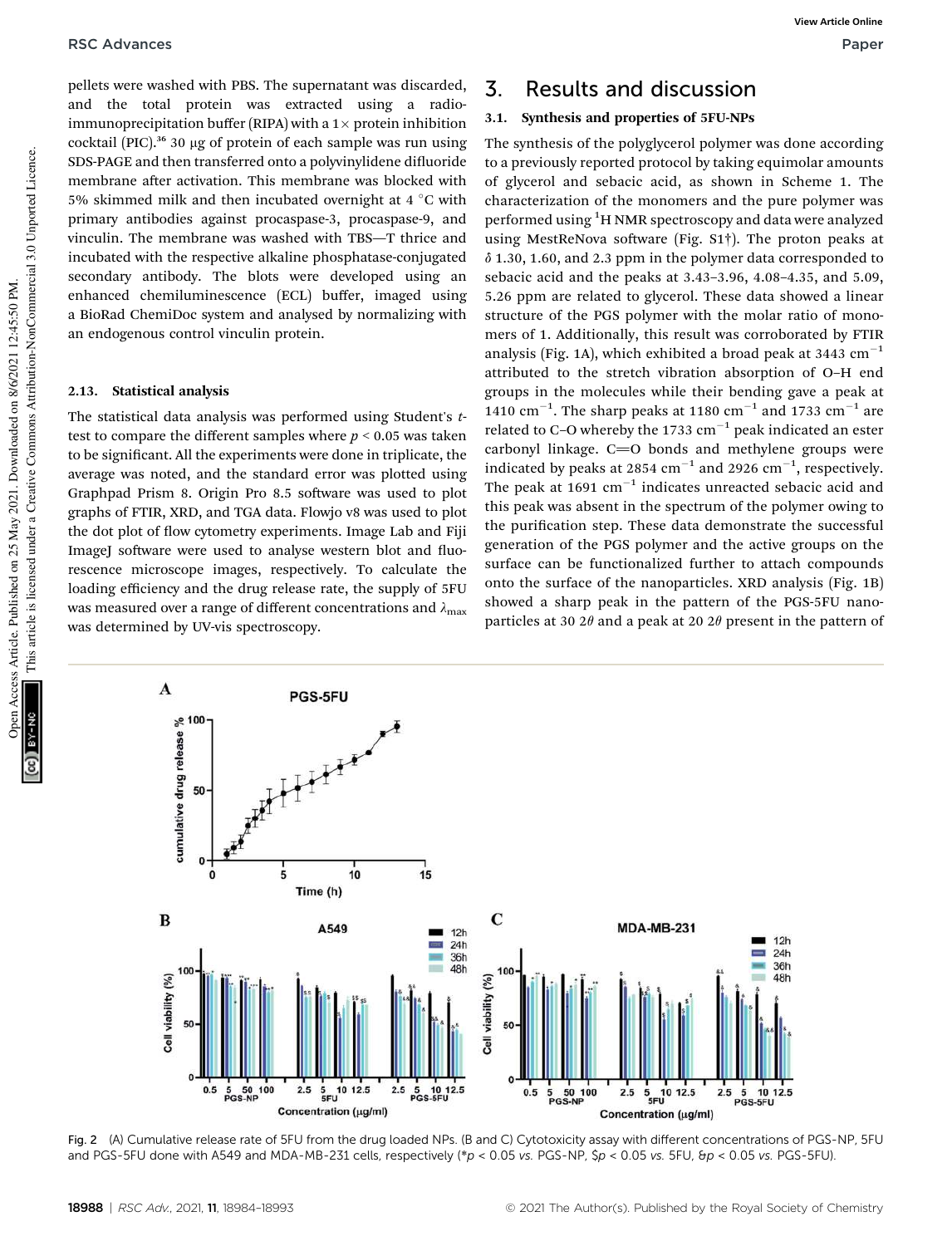pellets were washed with PBS. The supernatant was discarded, and the total protein was extracted using a radio-immunoprecipitation buffer (RIPA) with a 1× protein inhibition cocktail (PIC).[36] 30 μg of protein of each sample was run using SDS-PAGE and then transferred onto a polyvinylidene difluoride membrane after activation. This membrane was blocked with 5% skimmed milk and then incubated overnight at 4 °C with primary antibodies against procaspase-3, procaspase-9, and vinculin. The membrane was washed with TBS—T thrice and incubated with the respective alkaline phosphatase-conjugated secondary antibody. The blots were developed using an enhanced chemiluminescence (ECL) buffer, imaged using a BioRad ChemiDoc system and analysed by normalizing with an endogenous control vinculin protein.

### 2.13. Statistical analysis

The statistical data analysis was performed using Student's *t*-test to compare the different samples where $p < 0.05$ was taken to be significant. All the experiments were done in triplicate, the average was noted, and the standard error was plotted using Graphpad Prism 8. Origin Pro 8.5 software was used to plot graphs of FTIR, XRD, and TGA data. Flowjo v8 was used to plot the dot plot of flow cytometry experiments. Image Lab and Fiji ImageJ software were used to analyse western blot and fluorescence microscope images, respectively. To calculate the loading efficiency and the drug release rate, the supply of 5FU was measured over a range of different concentrations and $\lambda_{max}$ was determined by UV-vis spectroscopy.

## 3. Results and discussion

### 3.1. Synthesis and properties of 5FU-NPs

The synthesis of the polyglycerol polymer was done according to a previously reported protocol by taking equimolar amounts of glycerol and sebacic acid, as shown in Scheme 1. The characterization of the monomers and the pure polymer was performed using $^{1}$H NMR spectroscopy and data were analyzed using MestReNova software (Fig. S1†). The proton peaks at $\delta$ 1.30, 1.60, and 2.3 ppm in the polymer data corresponded to sebacic acid and the peaks at 3.43–3.96, 4.08–4.35, and 5.09, 5.26 ppm are related to glycerol. These data showed a linear structure of the PGS polymer with the molar ratio of monomers of 1. Additionally, this result was corroborated by FTIR analysis (Fig. 1A), which exhibited a broad peak at 3443 cm$^{-1}$ attributed to the stretch vibration absorption of O–H end groups in the molecules while their bending gave a peak at 1410 cm$^{-1}$. The sharp peaks at 1180 cm$^{-1}$ and 1733 cm$^{-1}$ are related to C–O whereby the 1733 cm$^{-1}$ peak indicated an ester carbonyl linkage. C=O bonds and methylene groups were indicated by peaks at 2854 cm$^{-1}$ and 2926 cm$^{-1}$, respectively. The peak at 1691 cm$^{-1}$ indicates unreacted sebacic acid and this peak was absent in the spectrum of the polymer owing to the purification step. These data demonstrate the successful generation of the PGS polymer and the active groups on the surface can be functionalized further to attach compounds onto the surface of the nanoparticles. XRD analysis (Fig. 1B) showed a sharp peak in the pattern of the PGS-5FU nanoparticles at 30 2$\theta$ and a peak at 20 2$\theta$ present in the pattern of

Fig. 2 (A) Cumulative release rate of 5FU from the drug loaded NPs. (B and C) Cytotoxicity assay with different concentrations of PGS-NP, 5FU and PGS-5FU done with A549 and MDA-MB-231 cells, respectively (*$p < 0.05$ *vs.* PGS-NP, \$$p < 0.05$ *vs.* 5FU, &$p < 0.05$ *vs.* PGS-5FU).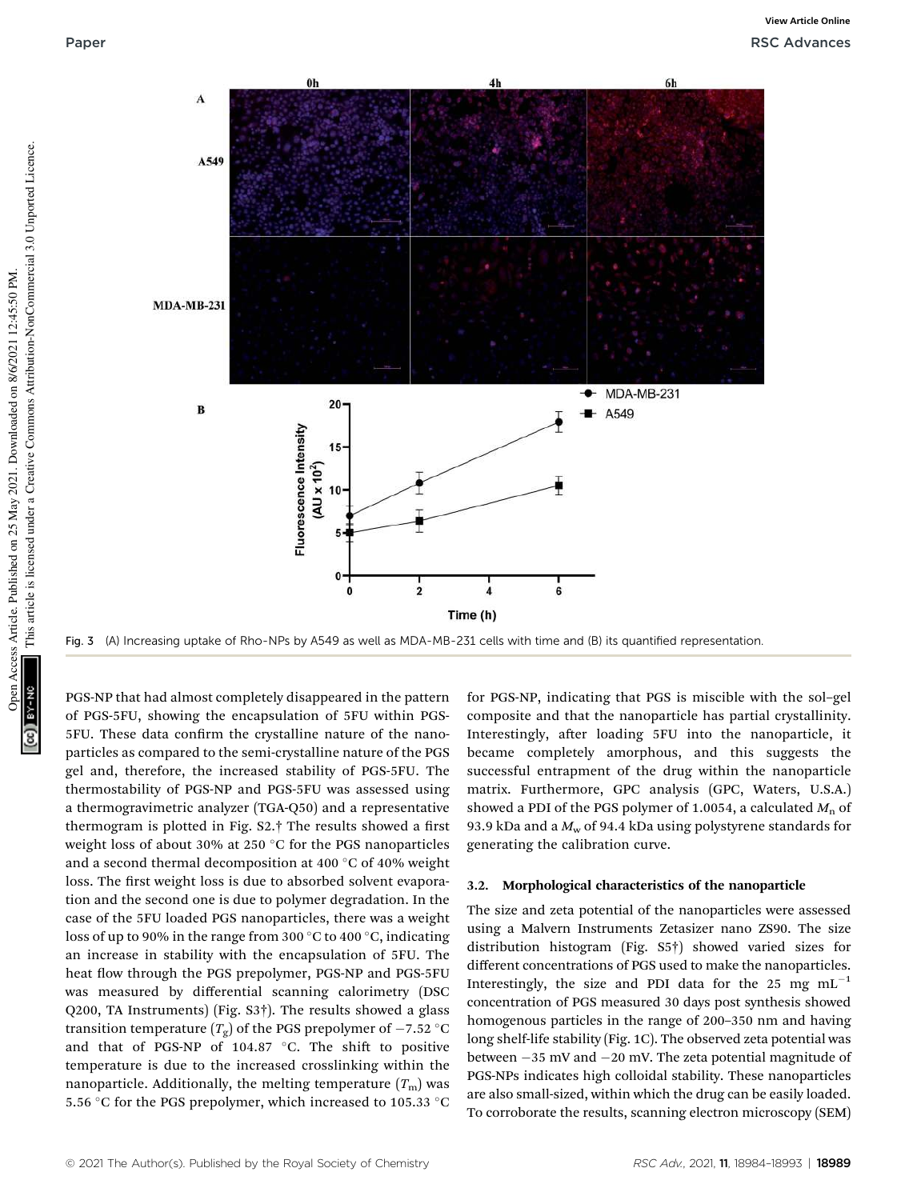Fig. 3 (A) Increasing uptake of Rho-NPs by A549 as well as MDA-MB-231 cells with time and (B) its quantified representation.

PGS-NP that had almost completely disappeared in the pattern of PGS-5FU, showing the encapsulation of 5FU within PGS-5FU. These data confirm the crystalline nature of the nanoparticles as compared to the semi-crystalline nature of the PGS gel and, therefore, the increased stability of PGS-5FU. The thermostability of PGS-NP and PGS-5FU was assessed using a thermogravimetric analyzer (TGA-Q50) and a representative thermogram is plotted in Fig. S2.† The results showed a first weight loss of about 30% at 250 °C for the PGS nanoparticles and a second thermal decomposition at 400 °C of 40% weight loss. The first weight loss is due to absorbed solvent evaporation and the second one is due to polymer degradation. In the case of the 5FU loaded PGS nanoparticles, there was a weight loss of up to 90% in the range from 300 °C to 400 °C, indicating an increase in stability with the encapsulation of 5FU. The heat flow through the PGS prepolymer, PGS-NP and PGS-5FU was measured by differential scanning calorimetry (DSC Q200, TA Instruments) (Fig. S3†). The results showed a glass transition temperature ($T_g$) of the PGS prepolymer of −7.52 °C and that of PGS-NP of 104.87 °C. The shift to positive temperature is due to the increased crosslinking within the nanoparticle. Additionally, the melting temperature ($T_m$) was 5.56 °C for the PGS prepolymer, which increased to 105.33 °C for PGS-NP, indicating that PGS is miscible with the sol–gel composite and that the nanoparticle has partial crystallinity. Interestingly, after loading 5FU into the nanoparticle, it became completely amorphous, and this suggests the successful entrapment of the drug within the nanoparticle matrix. Furthermore, GPC analysis (GPC, Waters, U.S.A.) showed a PDI of the PGS polymer of 1.0054, a calculated $M_n$ of 93.9 kDa and a $M_w$ of 94.4 kDa using polystyrene standards for generating the calibration curve.

### 3.2. Morphological characteristics of the nanoparticle

The size and zeta potential of the nanoparticles were assessed using a Malvern Instruments Zetasizer nano ZS90. The size distribution histogram (Fig. S5†) showed varied sizes for different concentrations of PGS used to make the nanoparticles. Interestingly, the size and PDI data for the 25 mg mL$^{-1}$ concentration of PGS measured 30 days post synthesis showed homogenous particles in the range of 200–350 nm and having long shelf-life stability (Fig. 1C). The observed zeta potential was between −35 mV and −20 mV. The zeta potential magnitude of PGS-NPs indicates high colloidal stability. These nanoparticles are also small-sized, within which the drug can be easily loaded. To corroborate the results, scanning electron microscopy (SEM)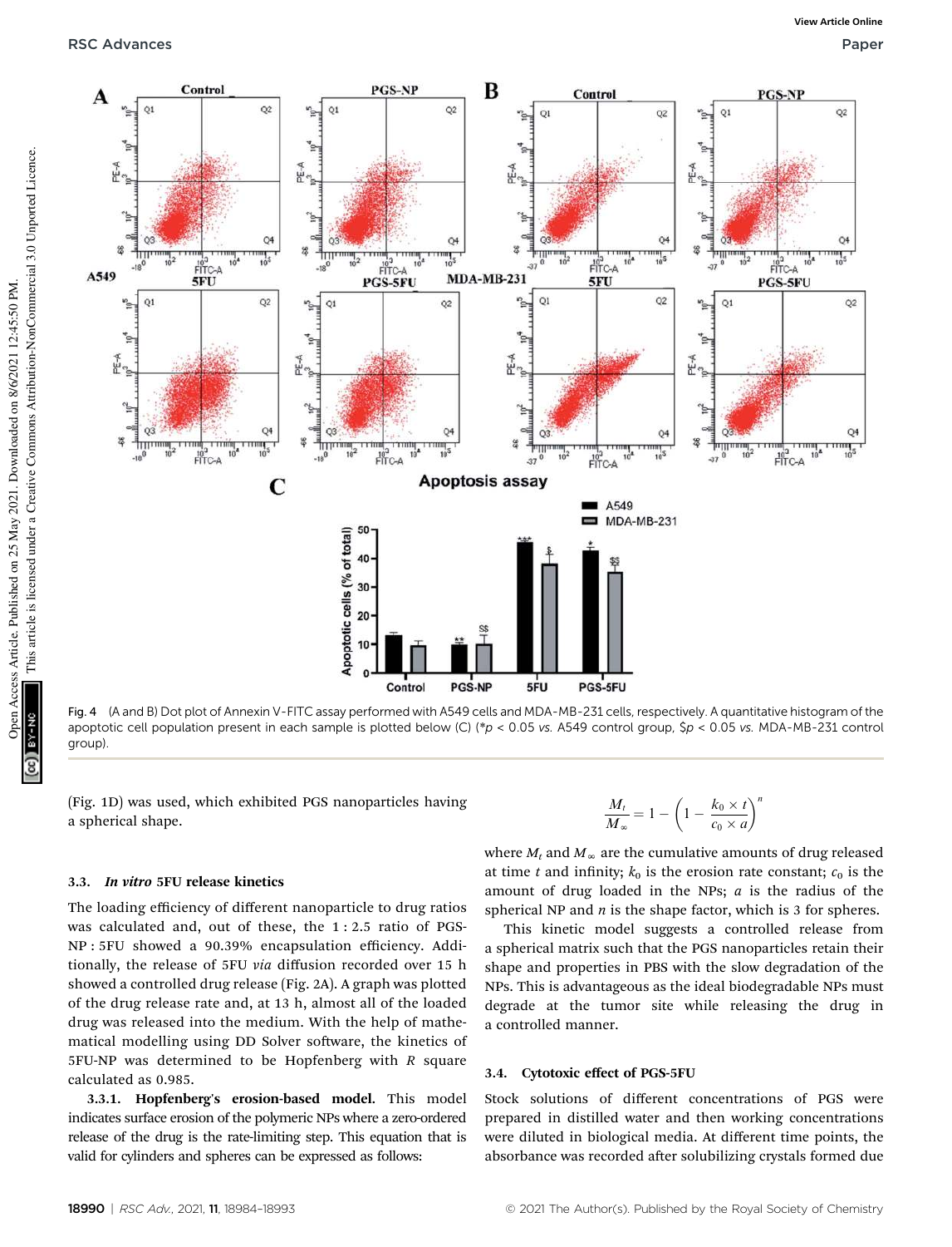Fig. 4 (A and B) Dot plot of Annexin V-FITC assay performed with A549 cells and MDA-MB-231 cells, respectively. A quantitative histogram of the apoptotic cell population present in each sample is plotted below (C) (* $p < 0.05$ *vs.* A549 control group, \$ $p < 0.05$ *vs.* MDA-MB-231 control group).

(Fig. 1D) was used, which exhibited PGS nanoparticles having a spherical shape.

### 3.3. *In vitro* 5FU release kinetics

The loading efficiency of different nanoparticle to drug ratios was calculated and, out of these, the 1 : 2.5 ratio of PGS-NP : 5FU showed a 90.39% encapsulation efficiency. Additionally, the release of 5FU *via* diffusion recorded over 15 h showed a controlled drug release (Fig. 2A). A graph was plotted of the drug release rate and, at 13 h, almost all of the loaded drug was released into the medium. With the help of mathematical modelling using DD Solver software, the kinetics of 5FU-NP was determined to be Hopfenberg with $R$ square calculated as 0.985.

**3.3.1. Hopfenberg's erosion-based model.** This model indicates surface erosion of the polymeric NPs where a zero-ordered release of the drug is the rate-limiting step. This equation that is valid for cylinders and spheres can be expressed as follows:

$$\frac{M_t}{M_\infty} = 1 - \left(1 - \frac{k_0 \times t}{c_0 \times a}\right)^n$$

where $M_t$ and $M_\infty$ are the cumulative amounts of drug released at time $t$ and infinity; $k_0$ is the erosion rate constant; $c_0$ is the amount of drug loaded in the NPs; $a$ is the radius of the spherical NP and $n$ is the shape factor, which is 3 for spheres.

This kinetic model suggests a controlled release from a spherical matrix such that the PGS nanoparticles retain their shape and properties in PBS with the slow degradation of the NPs. This is advantageous as the ideal biodegradable NPs must degrade at the tumor site while releasing the drug in a controlled manner.

### 3.4. Cytotoxic effect of PGS-5FU

Stock solutions of different concentrations of PGS were prepared in distilled water and then working concentrations were diluted in biological media. At different time points, the absorbance was recorded after solubilizing crystals formed due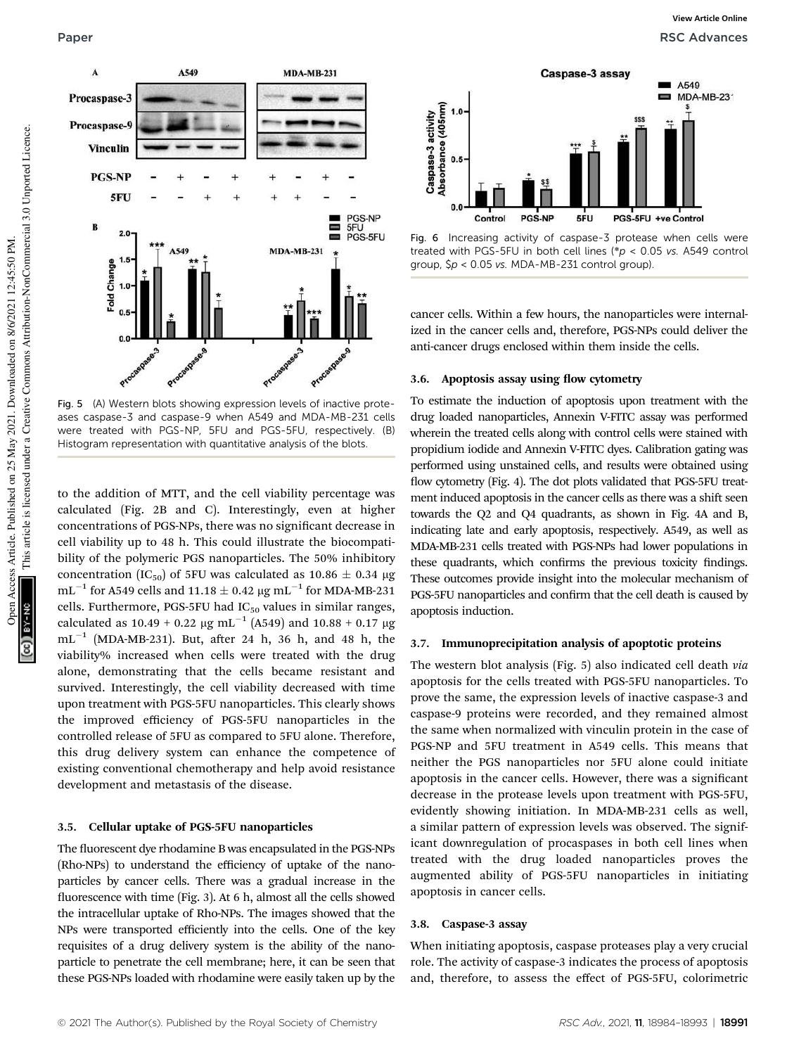Fig. 5 (A) Western blots showing expression levels of inactive proteases caspase-3 and caspase-9 when A549 and MDA-MB-231 cells were treated with PGS-NP, 5FU and PGS-5FU, respectively. (B) Histogram representation with quantitative analysis of the blots.

to the addition of MTT, and the cell viability percentage was calculated (Fig. 2B and C). Interestingly, even at higher concentrations of PGS-NPs, there was no significant decrease in cell viability up to 48 h. This could illustrate the biocompatibility of the polymeric PGS nanoparticles. The 50% inhibitory concentration ($IC_{50}$) of 5FU was calculated as $10.86 \pm 0.34$ μg mL$^{-1}$ for A549 cells and $11.18 \pm 0.42$ μg mL$^{-1}$ for MDA-MB-231 cells. Furthermore, PGS-5FU had $IC_{50}$ values in similar ranges, calculated as $10.49 + 0.22$ μg mL$^{-1}$ (A549) and $10.88 + 0.17$ μg mL$^{-1}$ (MDA-MB-231). But, after 24 h, 36 h, and 48 h, the viability% increased when cells were treated with the drug alone, demonstrating that the cells became resistant and survived. Interestingly, the cell viability decreased with time upon treatment with PGS-5FU nanoparticles. This clearly shows the improved efficiency of PGS-5FU nanoparticles in the controlled release of 5FU as compared to 5FU alone. Therefore, this drug delivery system can enhance the competence of existing conventional chemotherapy and help avoid resistance development and metastasis of the disease.

### 3.5. Cellular uptake of PGS-5FU nanoparticles

The fluorescent dye rhodamine B was encapsulated in the PGS-NPs (Rho-NPs) to understand the efficiency of uptake of the nanoparticles by cancer cells. There was a gradual increase in the fluorescence with time (Fig. 3). At 6 h, almost all the cells showed the intracellular uptake of Rho-NPs. The images showed that the NPs were transported efficiently into the cells. One of the key requisites of a drug delivery system is the ability of the nanoparticle to penetrate the cell membrane; here, it can be seen that these PGS-NPs loaded with rhodamine were easily taken up by the cancer cells. Within a few hours, the nanoparticles were internalized in the cancer cells and, therefore, PGS-NPs could deliver the anti-cancer drugs enclosed within them inside the cells.

Fig. 6 Increasing activity of caspase-3 protease when cells were treated with PGS-5FU in both cell lines (*$p < 0.05$ *vs.* A549 control group, \$$p < 0.05$ *vs.* MDA-MB-231 control group).

### 3.6. Apoptosis assay using flow cytometry

To estimate the induction of apoptosis upon treatment with the drug loaded nanoparticles, Annexin V-FITC assay was performed wherein the treated cells along with control cells were stained with propidium iodide and Annexin V-FITC dyes. Calibration gating was performed using unstained cells, and results were obtained using flow cytometry (Fig. 4). The dot plots validated that PGS-5FU treatment induced apoptosis in the cancer cells as there was a shift seen towards the Q2 and Q4 quadrants, as shown in Fig. 4A and B, indicating late and early apoptosis, respectively. A549, as well as MDA-MB-231 cells treated with PGS-NPs had lower populations in these quadrants, which confirms the previous toxicity findings. These outcomes provide insight into the molecular mechanism of PGS-5FU nanoparticles and confirm that the cell death is caused by apoptosis induction.

### 3.7. Immunoprecipitation analysis of apoptotic proteins

The western blot analysis (Fig. 5) also indicated cell death *via* apoptosis for the cells treated with PGS-5FU nanoparticles. To prove the same, the expression levels of inactive caspase-3 and caspase-9 proteins were recorded, and they remained almost the same when normalized with vinculin protein in the case of PGS-NP and 5FU treatment in A549 cells. This means that neither the PGS nanoparticles nor 5FU alone could initiate apoptosis in the cancer cells. However, there was a significant decrease in the protease levels upon treatment with PGS-5FU, evidently showing initiation. In MDA-MB-231 cells as well, a similar pattern of expression levels was observed. The significant downregulation of procaspases in both cell lines when treated with the drug loaded nanoparticles proves the augmented ability of PGS-5FU nanoparticles in initiating apoptosis in cancer cells.

### 3.8. Caspase-3 assay

When initiating apoptosis, caspase proteases play a very crucial role. The activity of caspase-3 indicates the process of apoptosis and, therefore, to assess the effect of PGS-5FU, colorimetric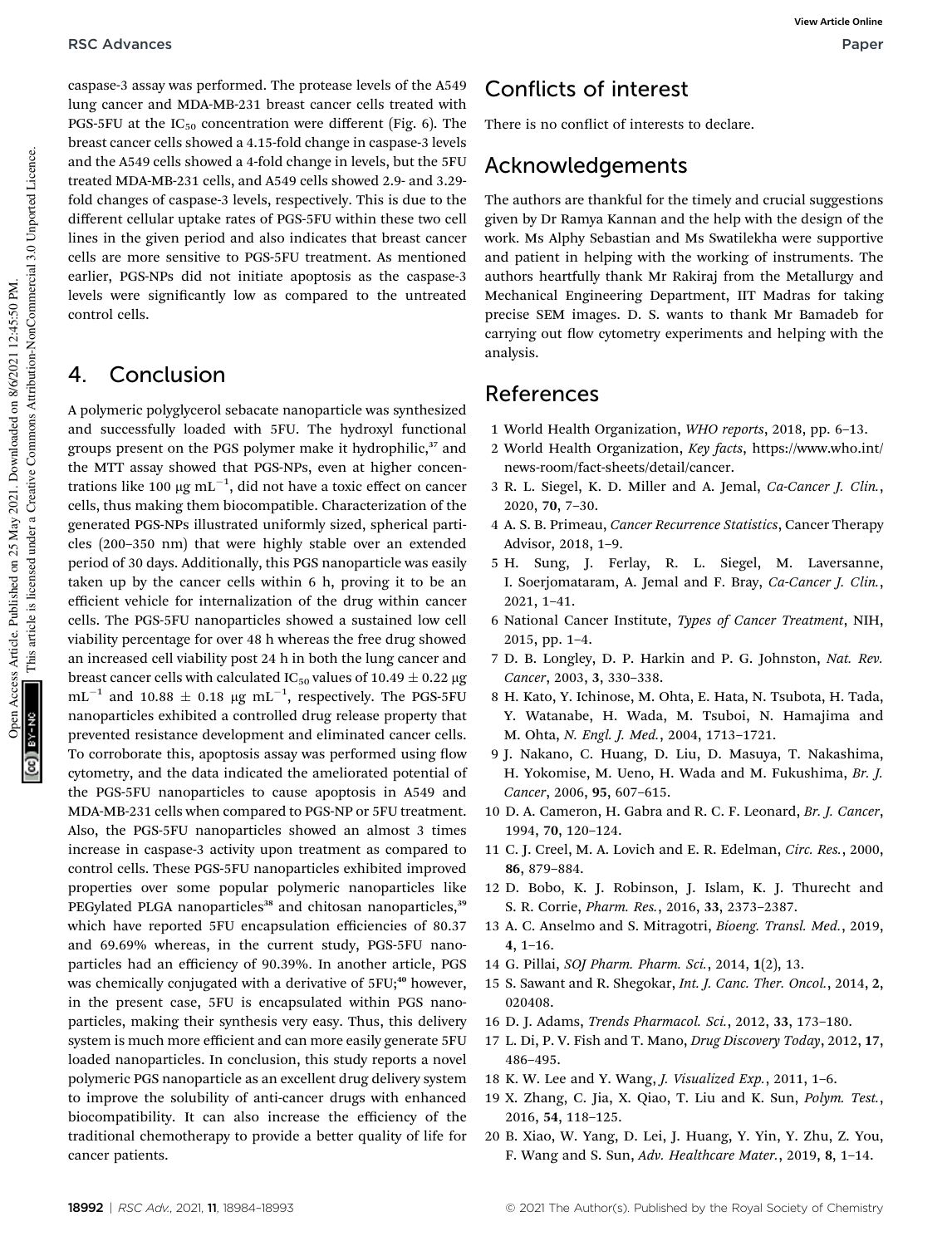caspase-3 assay was performed. The protease levels of the A549 lung cancer and MDA-MB-231 breast cancer cells treated with PGS-5FU at the $IC_{50}$ concentration were different (Fig. 6). The breast cancer cells showed a 4.15-fold change in caspase-3 levels and the A549 cells showed a 4-fold change in levels, but the 5FU treated MDA-MB-231 cells, and A549 cells showed 2.9- and 3.29-fold changes of caspase-3 levels, respectively. This is due to the different cellular uptake rates of PGS-5FU within these two cell lines in the given period and also indicates that breast cancer cells are more sensitive to PGS-5FU treatment. As mentioned earlier, PGS-NPs did not initiate apoptosis as the caspase-3 levels were significantly low as compared to the untreated control cells.

## 4. Conclusion

A polymeric polyglycerol sebacate nanoparticle was synthesized and successfully loaded with 5FU. The hydroxyl functional groups present on the PGS polymer make it hydrophilic,[37] and the MTT assay showed that PGS-NPs, even at higher concentrations like 100 μg $mL^{-1}$, did not have a toxic effect on cancer cells, thus making them biocompatible. Characterization of the generated PGS-NPs illustrated uniformly sized, spherical particles (200–350 nm) that were highly stable over an extended period of 30 days. Additionally, this PGS nanoparticle was easily taken up by the cancer cells within 6 h, proving it to be an efficient vehicle for internalization of the drug within cancer cells. The PGS-5FU nanoparticles showed a sustained low cell viability percentage for over 48 h whereas the free drug showed an increased cell viability post 24 h in both the lung cancer and breast cancer cells with calculated $IC_{50}$ values of 10.49 ± 0.22 μg $mL^{-1}$ and 10.88 ± 0.18 μg $mL^{-1}$, respectively. The PGS-5FU nanoparticles exhibited a controlled drug release property that prevented resistance development and eliminated cancer cells. To corroborate this, apoptosis assay was performed using flow cytometry, and the data indicated the ameliorated potential of the PGS-5FU nanoparticles to cause apoptosis in A549 and MDA-MB-231 cells when compared to PGS-NP or 5FU treatment. Also, the PGS-5FU nanoparticles showed an almost 3 times increase in caspase-3 activity upon treatment as compared to control cells. These PGS-5FU nanoparticles exhibited improved properties over some popular polymeric nanoparticles like PEGylated PLGA nanoparticles[38] and chitosan nanoparticles,[39] which have reported 5FU encapsulation efficiencies of 80.37 and 69.69% whereas, in the current study, PGS-5FU nanoparticles had an efficiency of 90.39%. In another article, PGS was chemically conjugated with a derivative of 5FU;[40] however, in the present case, 5FU is encapsulated within PGS nanoparticles, making their synthesis very easy. Thus, this delivery system is much more efficient and can more easily generate 5FU loaded nanoparticles. In conclusion, this study reports a novel polymeric PGS nanoparticle as an excellent drug delivery system to improve the solubility of anti-cancer drugs with enhanced biocompatibility. It can also increase the efficiency of the traditional chemotherapy to provide a better quality of life for cancer patients.

## Conflicts of interest

There is no conflict of interests to declare.

## Acknowledgements

The authors are thankful for the timely and crucial suggestions given by Dr Ramya Kannan and the help with the design of the work. Ms Alphy Sebastian and Ms Swatilekha were supportive and patient in helping with the working of instruments. The authors heartfully thank Mr Rakiraj from the Metallurgy and Mechanical Engineering Department, IIT Madras for taking precise SEM images. D. S. wants to thank Mr Bamadeb for carrying out flow cytometry experiments and helping with the analysis.

## References

1 World Health Organization, *WHO reports*, 2018, pp. 6–13.
2 World Health Organization, *Key facts*, https://www.who.int/news-room/fact-sheets/detail/cancer.
3 R. L. Siegel, K. D. Miller and A. Jemal, *Ca-Cancer J. Clin.*, 2020, **70**, 7–30.
4 A. S. B. Primeau, *Cancer Recurrence Statistics*, Cancer Therapy Advisor, 2018, 1–9.
5 H. Sung, J. Ferlay, R. L. Siegel, M. Laversanne, I. Soerjomataram, A. Jemal and F. Bray, *Ca-Cancer J. Clin.*, 2021, 1–41.
6 National Cancer Institute, *Types of Cancer Treatment*, NIH, 2015, pp. 1–4.
7 D. B. Longley, D. P. Harkin and P. G. Johnston, *Nat. Rev. Cancer*, 2003, **3**, 330–338.
8 H. Kato, Y. Ichinose, M. Ohta, E. Hata, N. Tsubota, H. Tada, Y. Watanabe, H. Wada, M. Tsuboi, N. Hamajima and M. Ohta, *N. Engl. J. Med.*, 2004, 1713–1721.
9 J. Nakano, C. Huang, D. Liu, D. Masuya, T. Nakashima, H. Yokomise, M. Ueno, H. Wada and M. Fukushima, *Br. J. Cancer*, 2006, **95**, 607–615.
10 D. A. Cameron, H. Gabra and R. C. F. Leonard, *Br. J. Cancer*, 1994, **70**, 120–124.
11 C. J. Creel, M. A. Lovich and E. R. Edelman, *Circ. Res.*, 2000, **86**, 879–884.
12 D. Bobo, K. J. Robinson, J. Islam, K. J. Thurecht and S. R. Corrie, *Pharm. Res.*, 2016, **33**, 2373–2387.
13 A. C. Anselmo and S. Mitragotri, *Bioeng. Transl. Med.*, 2019, **4**, 1–16.
14 G. Pillai, *SOJ Pharm. Pharm. Sci.*, 2014, **1**(2), 13.
15 S. Sawant and R. Shegokar, *Int. J. Canc. Ther. Oncol.*, 2014, **2**, 020408.
16 D. J. Adams, *Trends Pharmacol. Sci.*, 2012, **33**, 173–180.
17 L. Di, P. V. Fish and T. Mano, *Drug Discovery Today*, 2012, **17**, 486–495.
18 K. W. Lee and Y. Wang, *J. Visualized Exp.*, 2011, 1–6.
19 X. Zhang, C. Jia, X. Qiao, T. Liu and K. Sun, *Polym. Test.*, 2016, **54**, 118–125.
20 B. Xiao, W. Yang, D. Lei, J. Huang, Y. Yin, Y. Zhu, Z. You, F. Wang and S. Sun, *Adv. Healthcare Mater.*, 2019, **8**, 1–14.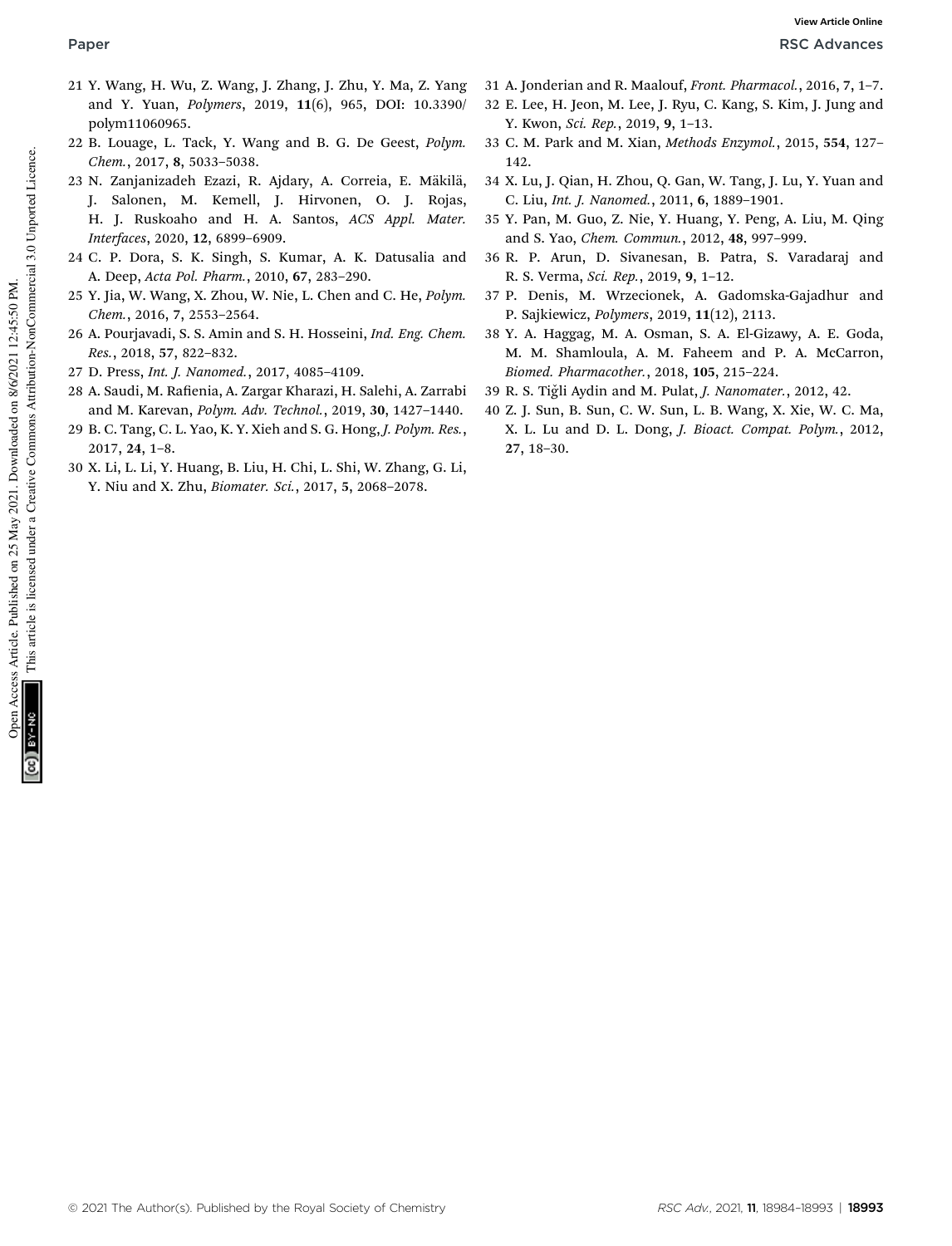21 Y. Wang, H. Wu, Z. Wang, J. Zhang, J. Zhu, Y. Ma, Z. Yang and Y. Yuan, *Polymers*, 2019, **11**(6), 965, DOI: 10.3390/polym11060965.

22 B. Louage, L. Tack, Y. Wang and B. G. De Geest, *Polym. Chem.*, 2017, **8**, 5033–5038.

23 N. Zanjanizadeh Ezazi, R. Ajdary, A. Correia, E. Mäkilä, J. Salonen, M. Kemell, J. Hirvonen, O. J. Rojas, H. J. Ruskoaho and H. A. Santos, *ACS Appl. Mater. Interfaces*, 2020, **12**, 6899–6909.

24 C. P. Dora, S. K. Singh, S. Kumar, A. K. Datusalia and A. Deep, *Acta Pol. Pharm.*, 2010, **67**, 283–290.

25 Y. Jia, W. Wang, X. Zhou, W. Nie, L. Chen and C. He, *Polym. Chem.*, 2016, **7**, 2553–2564.

26 A. Pourjavadi, S. S. Amin and S. H. Hosseini, *Ind. Eng. Chem. Res.*, 2018, **57**, 822–832.

27 D. Press, *Int. J. Nanomed.*, 2017, 4085–4109.

28 A. Saudi, M. Rafienia, A. Zargar Kharazi, H. Salehi, A. Zarrabi and M. Karevan, *Polym. Adv. Technol.*, 2019, **30**, 1427–1440.

29 B. C. Tang, C. L. Yao, K. Y. Xieh and S. G. Hong, *J. Polym. Res.*, 2017, **24**, 1–8.

30 X. Li, L. Li, Y. Huang, B. Liu, H. Chi, L. Shi, W. Zhang, G. Li, Y. Niu and X. Zhu, *Biomater. Sci.*, 2017, **5**, 2068–2078.

31 A. Jonderian and R. Maalouf, *Front. Pharmacol.*, 2016, **7**, 1–7.

32 E. Lee, H. Jeon, M. Lee, J. Ryu, C. Kang, S. Kim, J. Jung and Y. Kwon, *Sci. Rep.*, 2019, **9**, 1–13.

33 C. M. Park and M. Xian, *Methods Enzymol.*, 2015, **554**, 127–142.

34 X. Lu, J. Qian, H. Zhou, Q. Gan, W. Tang, J. Lu, Y. Yuan and C. Liu, *Int. J. Nanomed.*, 2011, **6**, 1889–1901.

35 Y. Pan, M. Guo, Z. Nie, Y. Huang, Y. Peng, A. Liu, M. Qing and S. Yao, *Chem. Commun.*, 2012, **48**, 997–999.

36 R. P. Arun, D. Sivanesan, B. Patra, S. Varadaraj and R. S. Verma, *Sci. Rep.*, 2019, **9**, 1–12.

37 P. Denis, M. Wrzecionek, A. Gadomska-Gajadhur and P. Sajkiewicz, *Polymers*, 2019, **11**(12), 2113.

38 Y. A. Haggag, M. A. Osman, S. A. El-Gizawy, A. E. Goda, M. M. Shamloula, A. M. Faheem and P. A. McCarron, *Biomed. Pharmacother.*, 2018, **105**, 215–224.

39 R. S. Tiğli Aydin and M. Pulat, *J. Nanomater.*, 2012, 42.

40 Z. J. Sun, B. Sun, C. W. Sun, L. B. Wang, X. Xie, W. C. Ma, X. L. Lu and D. L. Dong, *J. Bioact. Compat. Polym.*, 2012, **27**, 18–30.